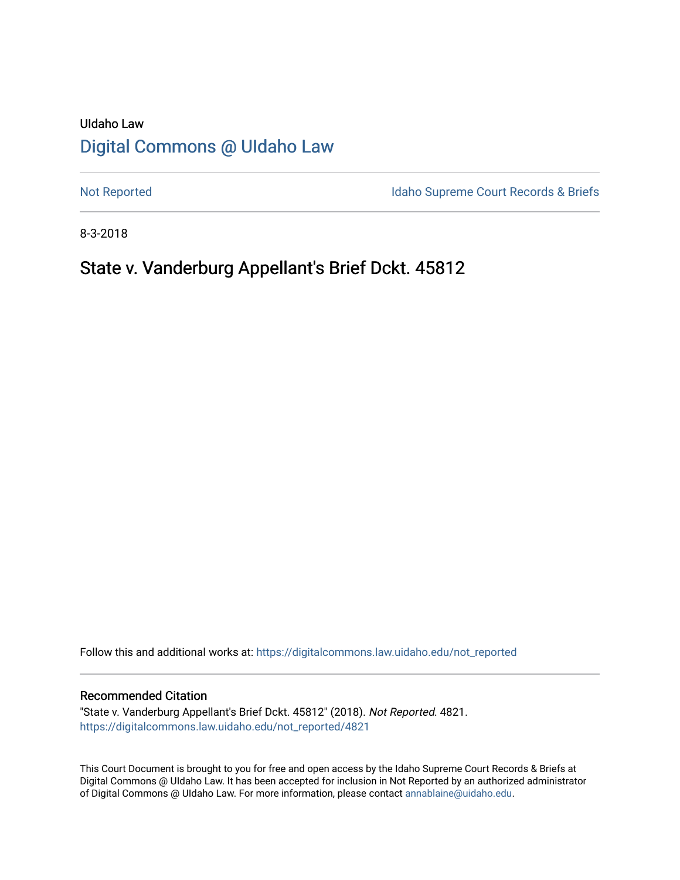UIdaho Law

# Digital Commons @ UIdaho Law

Not Reported

Idaho Supreme Court Records & Briefs

8-3-2018

## State v. Vanderburg Appellant's Brief Dckt. 45812

Follow this and additional works at: https://digitalcommons.law.uidaho.edu/not_reported

### Recommended Citation

"State v. Vanderburg Appellant's Brief Dckt. 45812" (2018). *Not Reported.* 4821.
https://digitalcommons.law.uidaho.edu/not_reported/4821

This Court Document is brought to you for free and open access by the Idaho Supreme Court Records & Briefs at Digital Commons @ UIdaho Law. It has been accepted for inclusion in Not Reported by an authorized administrator of Digital Commons @ UIdaho Law. For more information, please contact annablaine@uidaho.edu.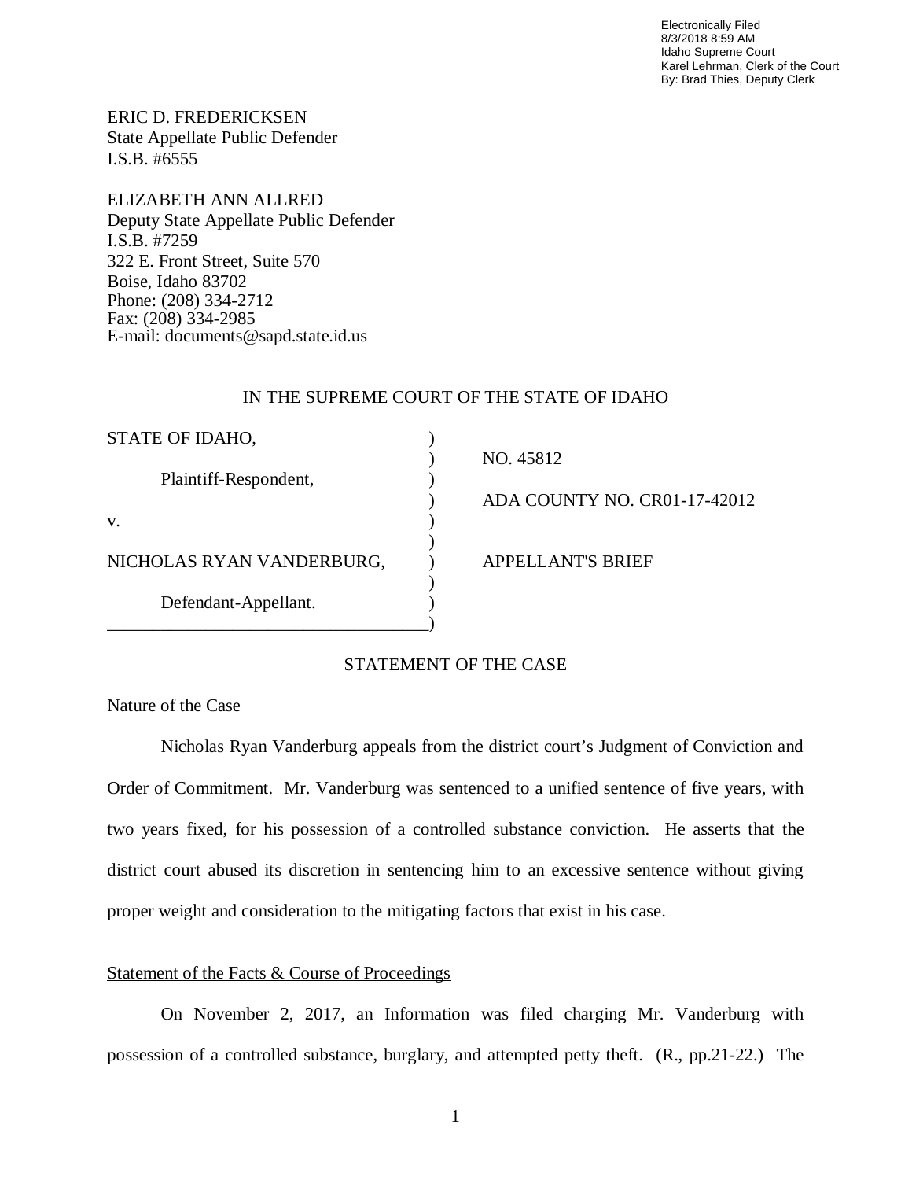Electronically Filed
8/3/2018 8:59 AM
Idaho Supreme Court
Karel Lehrman, Clerk of the Court
By: Brad Thies, Deputy Clerk

ERIC D. FREDERICKSEN
State Appellate Public Defender
I.S.B. #6555

ELIZABETH ANN ALLRED
Deputy State Appellate Public Defender
I.S.B. #7259
322 E. Front Street, Suite 570
Boise, Idaho 83702
Phone: (208) 334-2712
Fax: (208) 334-2985
E-mail: documents@sapd.state.id.us

IN THE SUPREME COURT OF THE STATE OF IDAHO

| | | |
|---|---|---|
| STATE OF IDAHO, | ) | |
| | ) | NO. 45812 |
| Plaintiff-Respondent, | ) | |
| | ) | ADA COUNTY NO. CR01-17-42012 |
| v. | ) | |
| | ) | |
| NICHOLAS RYAN VANDERBURG, | ) | APPELLANT'S BRIEF |
| | ) | |
| Defendant-Appellant. | ) | |

## STATEMENT OF THE CASE

### Nature of the Case

Nicholas Ryan Vanderburg appeals from the district court's Judgment of Conviction and Order of Commitment. Mr. Vanderburg was sentenced to a unified sentence of five years, with two years fixed, for his possession of a controlled substance conviction. He asserts that the district court abused its discretion in sentencing him to an excessive sentence without giving proper weight and consideration to the mitigating factors that exist in his case.

### Statement of the Facts & Course of Proceedings

On November 2, 2017, an Information was filed charging Mr. Vanderburg with possession of a controlled substance, burglary, and attempted petty theft. (R., pp.21-22.) The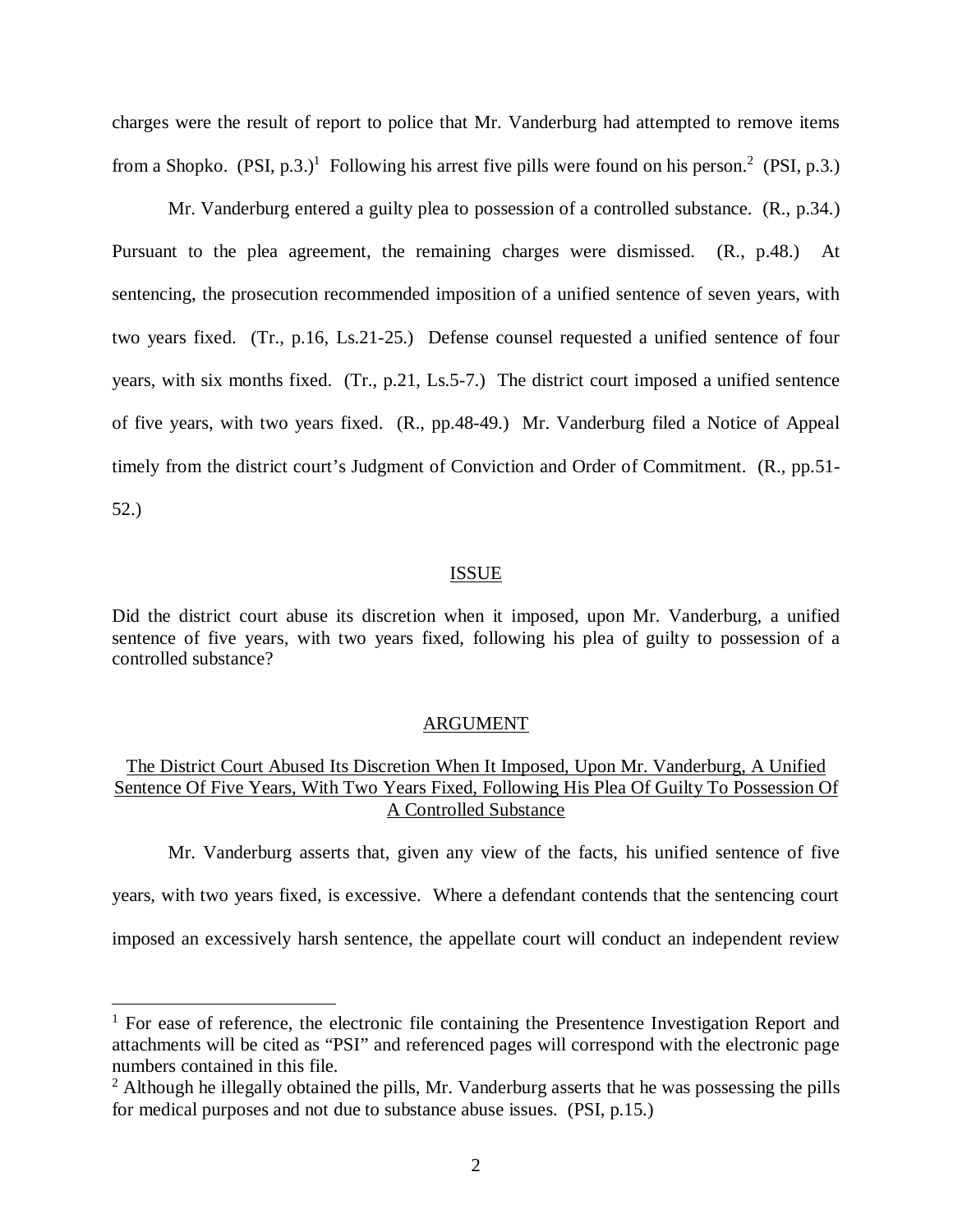charges were the result of report to police that Mr. Vanderburg had attempted to remove items from a Shopko. (PSI, p.3.)[1] Following his arrest five pills were found on his person.[2] (PSI, p.3.)

Mr. Vanderburg entered a guilty plea to possession of a controlled substance. (R., p.34.) Pursuant to the plea agreement, the remaining charges were dismissed. (R., p.48.) At sentencing, the prosecution recommended imposition of a unified sentence of seven years, with two years fixed. (Tr., p.16, Ls.21-25.) Defense counsel requested a unified sentence of four years, with six months fixed. (Tr., p.21, Ls.5-7.) The district court imposed a unified sentence of five years, with two years fixed. (R., pp.48-49.) Mr. Vanderburg filed a Notice of Appeal timely from the district court's Judgment of Conviction and Order of Commitment. (R., pp.51-52.)

## ISSUE

Did the district court abuse its discretion when it imposed, upon Mr. Vanderburg, a unified sentence of five years, with two years fixed, following his plea of guilty to possession of a controlled substance?

## ARGUMENT

### The District Court Abused Its Discretion When It Imposed, Upon Mr. Vanderburg, A Unified Sentence Of Five Years, With Two Years Fixed, Following His Plea Of Guilty To Possession Of A Controlled Substance

Mr. Vanderburg asserts that, given any view of the facts, his unified sentence of five years, with two years fixed, is excessive. Where a defendant contends that the sentencing court imposed an excessively harsh sentence, the appellate court will conduct an independent review

---

[1] For ease of reference, the electronic file containing the Presentence Investigation Report and attachments will be cited as "PSI" and referenced pages will correspond with the electronic page numbers contained in this file.

[2] Although he illegally obtained the pills, Mr. Vanderburg asserts that he was possessing the pills for medical purposes and not due to substance abuse issues. (PSI, p.15.)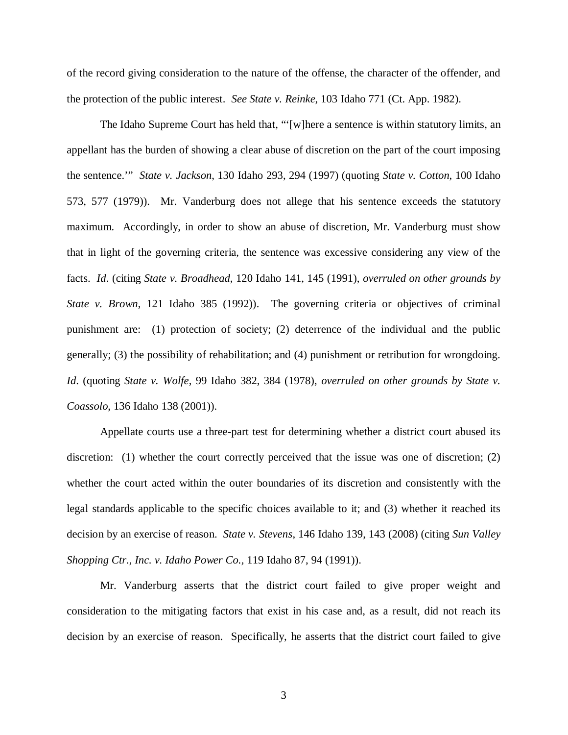of the record giving consideration to the nature of the offense, the character of the offender, and the protection of the public interest. *See State v. Reinke*, 103 Idaho 771 (Ct. App. 1982).

The Idaho Supreme Court has held that, "'[w]here a sentence is within statutory limits, an appellant has the burden of showing a clear abuse of discretion on the part of the court imposing the sentence.'" *State v. Jackson*, 130 Idaho 293, 294 (1997) (quoting *State v. Cotton*, 100 Idaho 573, 577 (1979)). Mr. Vanderburg does not allege that his sentence exceeds the statutory maximum. Accordingly, in order to show an abuse of discretion, Mr. Vanderburg must show that in light of the governing criteria, the sentence was excessive considering any view of the facts. *Id*. (citing *State v. Broadhead*, 120 Idaho 141, 145 (1991), *overruled on other grounds by State v. Brown*, 121 Idaho 385 (1992)). The governing criteria or objectives of criminal punishment are: (1) protection of society; (2) deterrence of the individual and the public generally; (3) the possibility of rehabilitation; and (4) punishment or retribution for wrongdoing. *Id*. (quoting *State v. Wolfe*, 99 Idaho 382, 384 (1978), *overruled on other grounds by State v. Coassolo*, 136 Idaho 138 (2001)).

Appellate courts use a three-part test for determining whether a district court abused its discretion: (1) whether the court correctly perceived that the issue was one of discretion; (2) whether the court acted within the outer boundaries of its discretion and consistently with the legal standards applicable to the specific choices available to it; and (3) whether it reached its decision by an exercise of reason. *State v. Stevens*, 146 Idaho 139, 143 (2008) (citing *Sun Valley Shopping Ctr., Inc. v. Idaho Power Co.*, 119 Idaho 87, 94 (1991)).

Mr. Vanderburg asserts that the district court failed to give proper weight and consideration to the mitigating factors that exist in his case and, as a result, did not reach its decision by an exercise of reason. Specifically, he asserts that the district court failed to give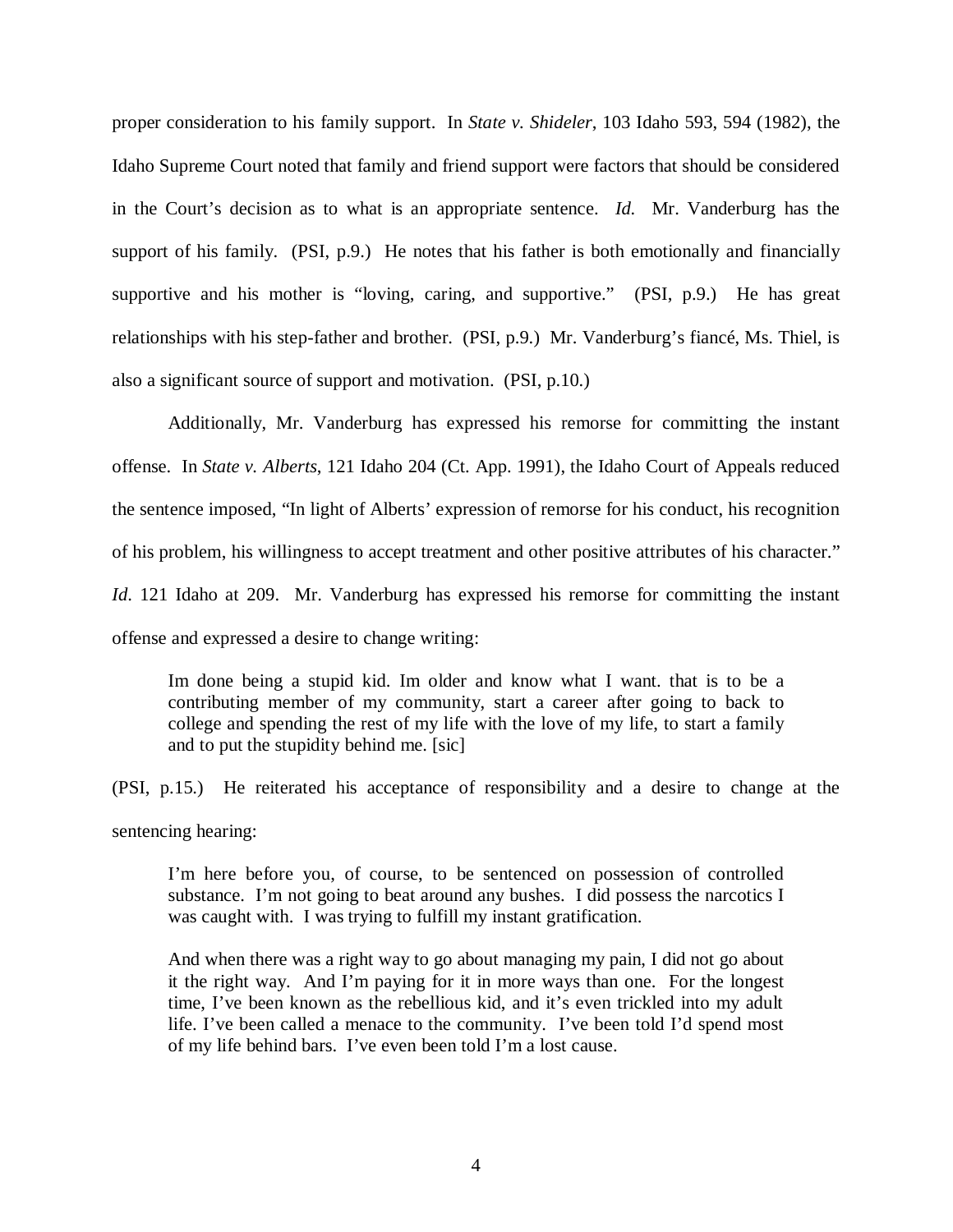proper consideration to his family support. In *State v. Shideler*, 103 Idaho 593, 594 (1982), the Idaho Supreme Court noted that family and friend support were factors that should be considered in the Court's decision as to what is an appropriate sentence. *Id.* Mr. Vanderburg has the support of his family. (PSI, p.9.) He notes that his father is both emotionally and financially supportive and his mother is "loving, caring, and supportive." (PSI, p.9.) He has great relationships with his step-father and brother. (PSI, p.9.) Mr. Vanderburg's fiancé, Ms. Thiel, is also a significant source of support and motivation. (PSI, p.10.)

Additionally, Mr. Vanderburg has expressed his remorse for committing the instant offense. In *State v. Alberts*, 121 Idaho 204 (Ct. App. 1991), the Idaho Court of Appeals reduced the sentence imposed, "In light of Alberts' expression of remorse for his conduct, his recognition of his problem, his willingness to accept treatment and other positive attributes of his character." *Id*. 121 Idaho at 209. Mr. Vanderburg has expressed his remorse for committing the instant offense and expressed a desire to change writing:

> Im done being a stupid kid. Im older and know what I want. that is to be a contributing member of my community, start a career after going to back to college and spending the rest of my life with the love of my life, to start a family and to put the stupidity behind me. [sic]

(PSI, p.15.) He reiterated his acceptance of responsibility and a desire to change at the sentencing hearing:

> I'm here before you, of course, to be sentenced on possession of controlled substance. I'm not going to beat around any bushes. I did possess the narcotics I was caught with. I was trying to fulfill my instant gratification.
>
> And when there was a right way to go about managing my pain, I did not go about it the right way. And I'm paying for it in more ways than one. For the longest time, I've been known as the rebellious kid, and it's even trickled into my adult life. I've been called a menace to the community. I've been told I'd spend most of my life behind bars. I've even been told I'm a lost cause.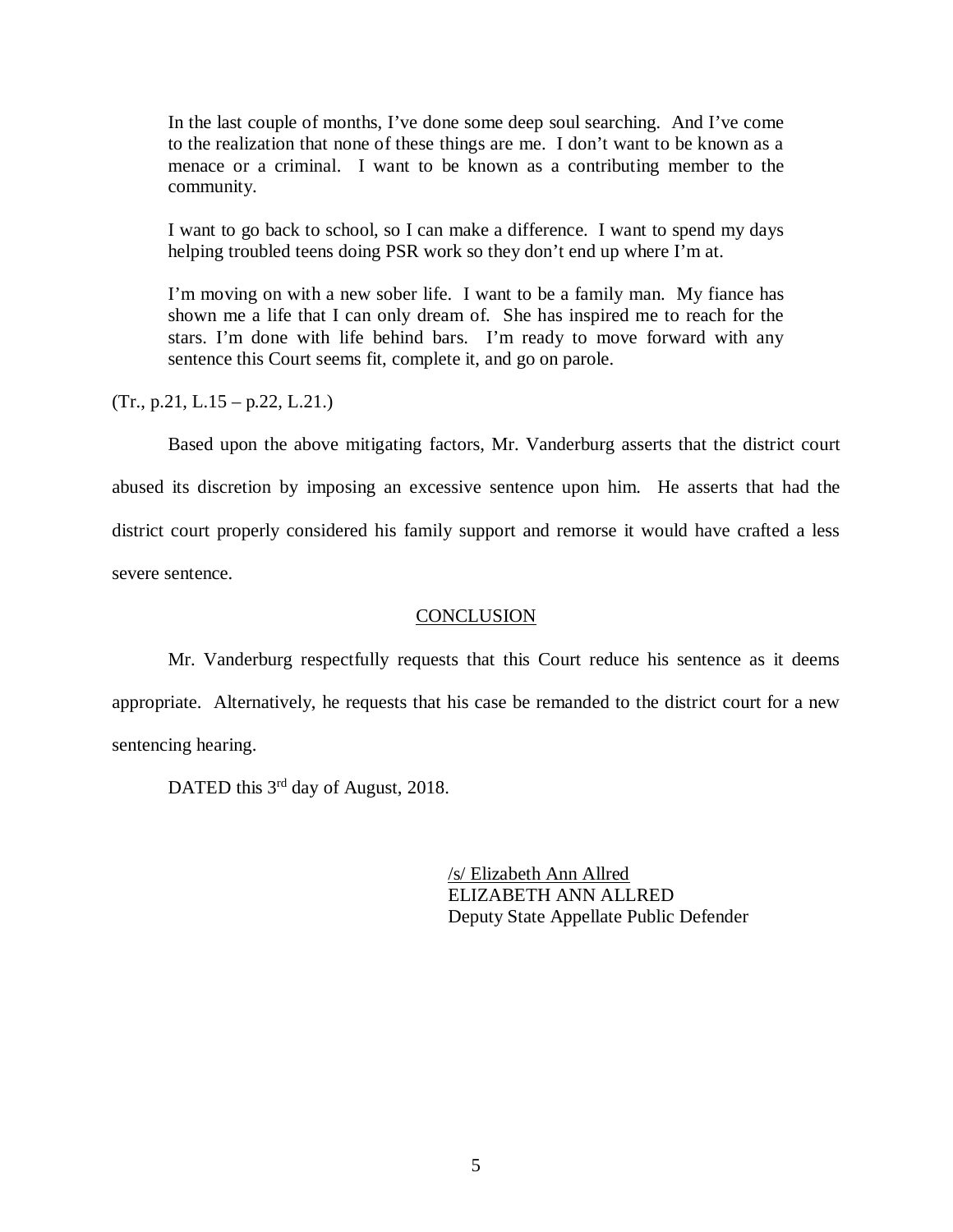> In the last couple of months, I've done some deep soul searching. And I've come to the realization that none of these things are me. I don't want to be known as a menace or a criminal. I want to be known as a contributing member to the community.
>
> I want to go back to school, so I can make a difference. I want to spend my days helping troubled teens doing PSR work so they don't end up where I'm at.
>
> I'm moving on with a new sober life. I want to be a family man. My fiance has shown me a life that I can only dream of. She has inspired me to reach for the stars. I'm done with life behind bars. I'm ready to move forward with any sentence this Court seems fit, complete it, and go on parole.

(Tr., p.21, L.15 – p.22, L.21.)

Based upon the above mitigating factors, Mr. Vanderburg asserts that the district court abused its discretion by imposing an excessive sentence upon him. He asserts that had the district court properly considered his family support and remorse it would have crafted a less severe sentence.

## CONCLUSION

Mr. Vanderburg respectfully requests that this Court reduce his sentence as it deems appropriate. Alternatively, he requests that his case be remanded to the district court for a new sentencing hearing.

DATED this 3rd day of August, 2018.

/s/ Elizabeth Ann Allred
ELIZABETH ANN ALLRED
Deputy State Appellate Public Defender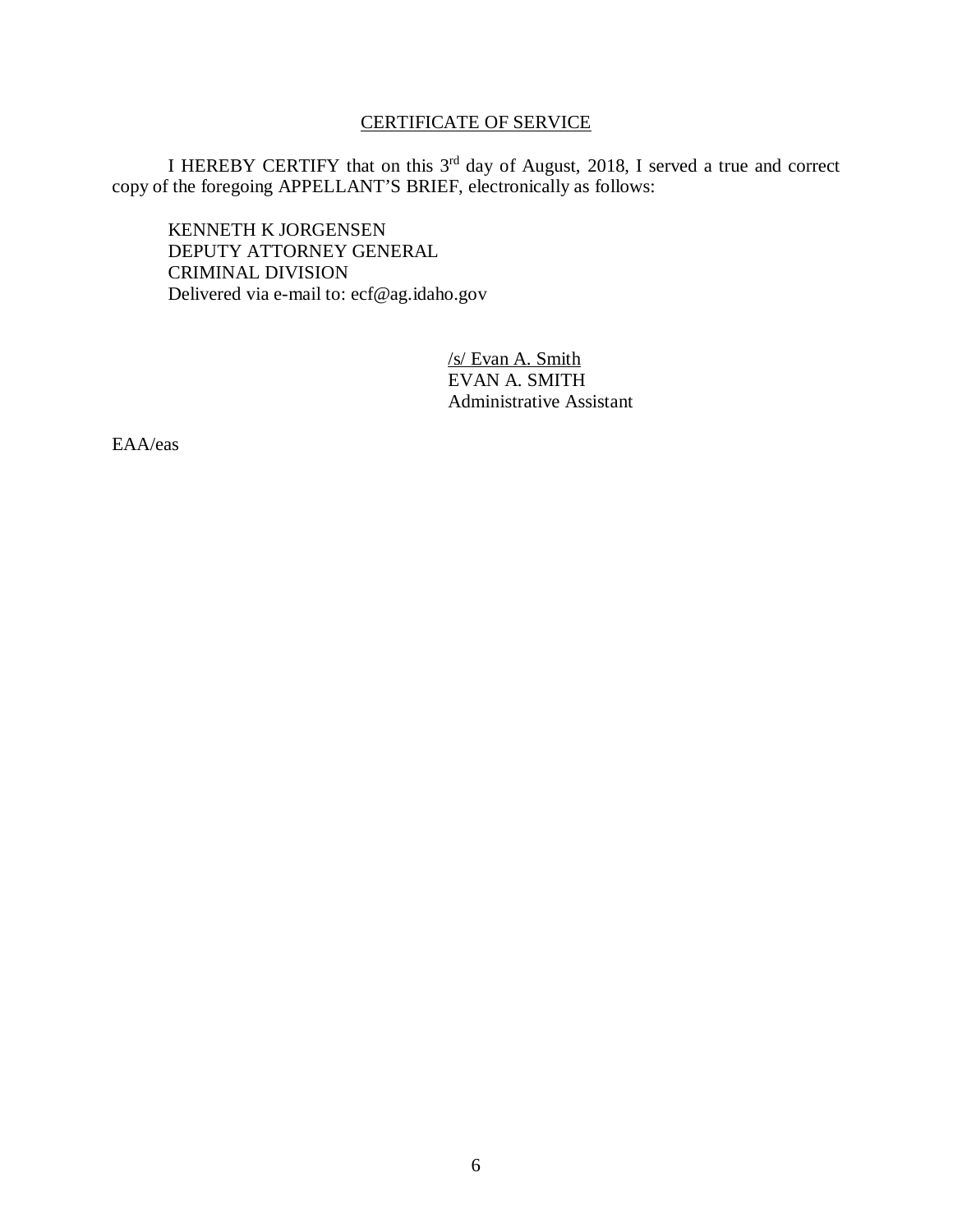## CERTIFICATE OF SERVICE

I HEREBY CERTIFY that on this 3rd day of August, 2018, I served a true and correct copy of the foregoing APPELLANT'S BRIEF, electronically as follows:

KENNETH K JORGENSEN
DEPUTY ATTORNEY GENERAL
CRIMINAL DIVISION
Delivered via e-mail to: ecf@ag.idaho.gov

/s/ Evan A. Smith
EVAN A. SMITH
Administrative Assistant

EAA/eas